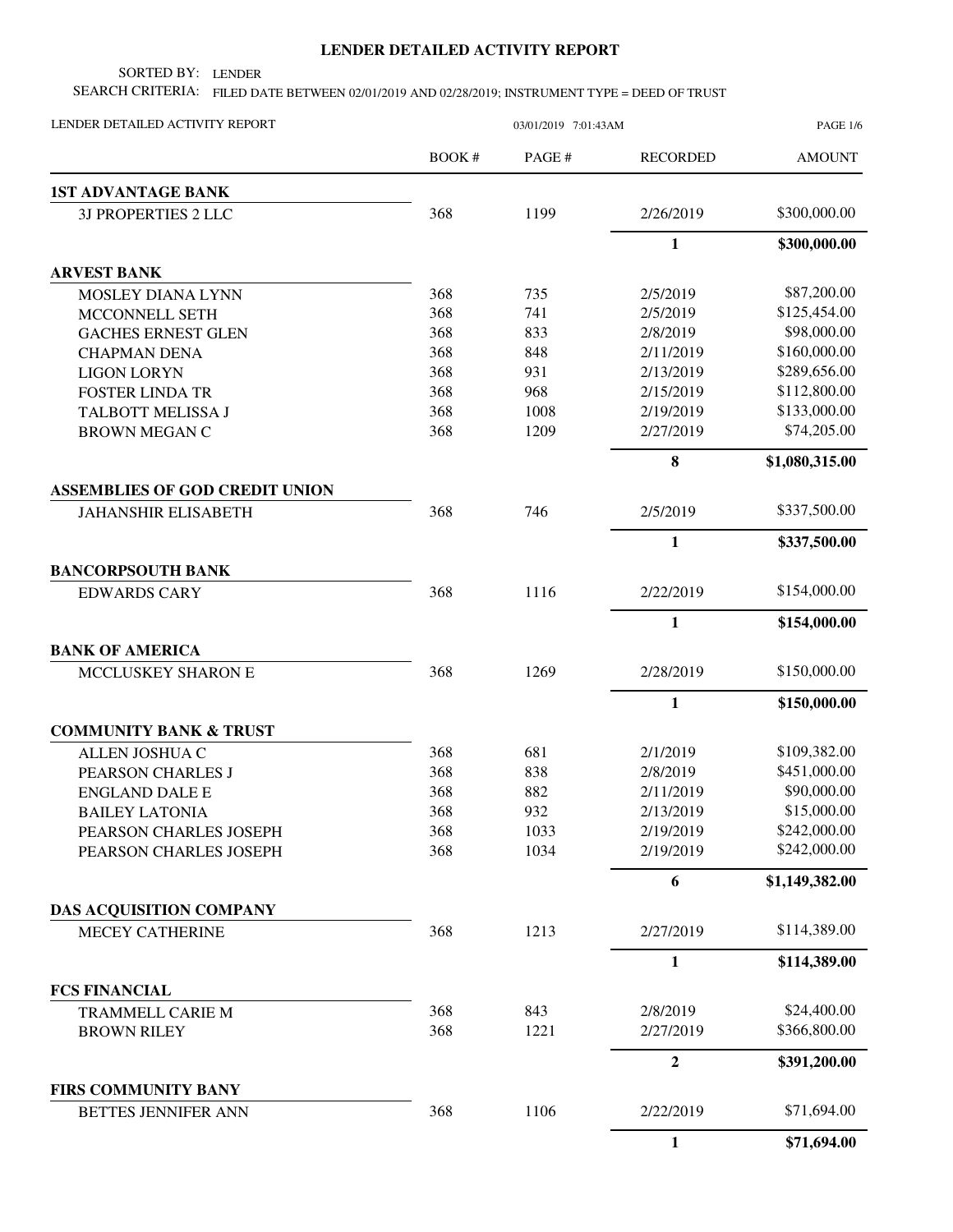# LENDER DETAILED ACTIVITY REPORT

SORTED BY: LENDER

SEARCH CRITERIA: FILED DATE BETWEEN 02/01/2019 AND 02/28/2019; INSTRUMENT TYPE = DEED OF TRUST

LENDER DETAILED ACTIVITY REPORT 03/01/2019 7:01:43AM

| | BOOK # | PAGE # | RECORDED | AMOUNT |
|---|---|---|---|---|
| **1ST ADVANTAGE BANK** | | | | |
| 3J PROPERTIES 2 LLC | 368 | 1199 | 2/26/2019 | $300,000.00 |
| | | | **1** | **$300,000.00** |
| **ARVEST BANK** | | | | |
| MOSLEY DIANA LYNN | 368 | 735 | 2/5/2019 | $87,200.00 |
| MCCONNELL SETH | 368 | 741 | 2/5/2019 | $125,454.00 |
| GACHES ERNEST GLEN | 368 | 833 | 2/8/2019 | $98,000.00 |
| CHAPMAN DENA | 368 | 848 | 2/11/2019 | $160,000.00 |
| LIGON LORYN | 368 | 931 | 2/13/2019 | $289,656.00 |
| FOSTER LINDA TR | 368 | 968 | 2/15/2019 | $112,800.00 |
| TALBOTT MELISSA J | 368 | 1008 | 2/19/2019 | $133,000.00 |
| BROWN MEGAN C | 368 | 1209 | 2/27/2019 | $74,205.00 |
| | | | **8** | **$1,080,315.00** |
| **ASSEMBLIES OF GOD CREDIT UNION** | | | | |
| JAHANSHIR ELISABETH | 368 | 746 | 2/5/2019 | $337,500.00 |
| | | | **1** | **$337,500.00** |
| **BANCORPSOUTH BANK** | | | | |
| EDWARDS CARY | 368 | 1116 | 2/22/2019 | $154,000.00 |
| | | | **1** | **$154,000.00** |
| **BANK OF AMERICA** | | | | |
| MCCLUSKEY SHARON E | 368 | 1269 | 2/28/2019 | $150,000.00 |
| | | | **1** | **$150,000.00** |
| **COMMUNITY BANK & TRUST** | | | | |
| ALLEN JOSHUA C | 368 | 681 | 2/1/2019 | $109,382.00 |
| PEARSON CHARLES J | 368 | 838 | 2/8/2019 | $451,000.00 |
| ENGLAND DALE E | 368 | 882 | 2/11/2019 | $90,000.00 |
| BAILEY LATONIA | 368 | 932 | 2/13/2019 | $15,000.00 |
| PEARSON CHARLES JOSEPH | 368 | 1033 | 2/19/2019 | $242,000.00 |
| PEARSON CHARLES JOSEPH | 368 | 1034 | 2/19/2019 | $242,000.00 |
| | | | **6** | **$1,149,382.00** |
| **DAS ACQUISITION COMPANY** | | | | |
| MECEY CATHERINE | 368 | 1213 | 2/27/2019 | $114,389.00 |
| | | | **1** | **$114,389.00** |
| **FCS FINANCIAL** | | | | |
| TRAMMELL CARIE M | 368 | 843 | 2/8/2019 | $24,400.00 |
| BROWN RILEY | 368 | 1221 | 2/27/2019 | $366,800.00 |
| | | | **2** | **$391,200.00** |
| **FIRS COMMUNITY BANY** | | | | |
| BETTES JENNIFER ANN | 368 | 1106 | 2/22/2019 | $71,694.00 |
| | | | **1** | **$71,694.00** |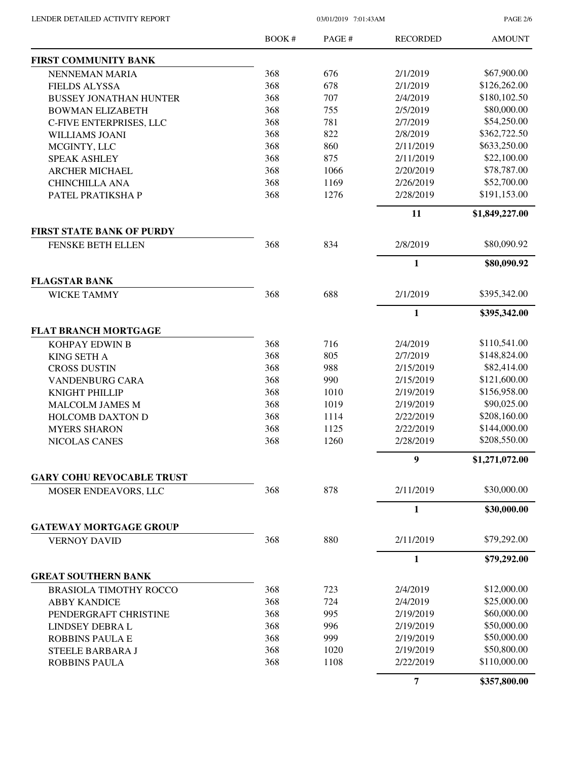| | BOOK # | PAGE # | RECORDED | AMOUNT |
|---|---|---|---|---|
| **FIRST COMMUNITY BANK** | | | | |
| NENNEMAN MARIA | 368 | 676 | 2/1/2019 | $67,900.00 |
| FIELDS ALYSSA | 368 | 678 | 2/1/2019 | $126,262.00 |
| BUSSEY JONATHAN HUNTER | 368 | 707 | 2/4/2019 | $180,102.50 |
| BOWMAN ELIZABETH | 368 | 755 | 2/5/2019 | $80,000.00 |
| C-FIVE ENTERPRISES, LLC | 368 | 781 | 2/7/2019 | $54,250.00 |
| WILLIAMS JOANI | 368 | 822 | 2/8/2019 | $362,722.50 |
| MCGINTY, LLC | 368 | 860 | 2/11/2019 | $633,250.00 |
| SPEAK ASHLEY | 368 | 875 | 2/11/2019 | $22,100.00 |
| ARCHER MICHAEL | 368 | 1066 | 2/20/2019 | $78,787.00 |
| CHINCHILLA ANA | 368 | 1169 | 2/26/2019 | $52,700.00 |
| PATEL PRATIKSHA P | 368 | 1276 | 2/28/2019 | $191,153.00 |
| | | | **11** | **$1,849,227.00** |
| **FIRST STATE BANK OF PURDY** | | | | |
| FENSKE BETH ELLEN | 368 | 834 | 2/8/2019 | $80,090.92 |
| | | | **1** | **$80,090.92** |
| **FLAGSTAR BANK** | | | | |
| WICKE TAMMY | 368 | 688 | 2/1/2019 | $395,342.00 |
| | | | **1** | **$395,342.00** |
| **FLAT BRANCH MORTGAGE** | | | | |
| KOHPAY EDWIN B | 368 | 716 | 2/4/2019 | $110,541.00 |
| KING SETH A | 368 | 805 | 2/7/2019 | $148,824.00 |
| CROSS DUSTIN | 368 | 988 | 2/15/2019 | $82,414.00 |
| VANDENBURG CARA | 368 | 990 | 2/15/2019 | $121,600.00 |
| KNIGHT PHILLIP | 368 | 1010 | 2/19/2019 | $156,958.00 |
| MALCOLM JAMES M | 368 | 1019 | 2/19/2019 | $90,025.00 |
| HOLCOMB DAXTON D | 368 | 1114 | 2/22/2019 | $208,160.00 |
| MYERS SHARON | 368 | 1125 | 2/22/2019 | $144,000.00 |
| NICOLAS CANES | 368 | 1260 | 2/28/2019 | $208,550.00 |
| | | | **9** | **$1,271,072.00** |
| **GARY COHU REVOCABLE TRUST** | | | | |
| MOSER ENDEAVORS, LLC | 368 | 878 | 2/11/2019 | $30,000.00 |
| | | | **1** | **$30,000.00** |
| **GATEWAY MORTGAGE GROUP** | | | | |
| VERNOY DAVID | 368 | 880 | 2/11/2019 | $79,292.00 |
| | | | **1** | **$79,292.00** |
| **GREAT SOUTHERN BANK** | | | | |
| BRASIOLA TIMOTHY ROCCO | 368 | 723 | 2/4/2019 | $12,000.00 |
| ABBY KANDICE | 368 | 724 | 2/4/2019 | $25,000.00 |
| PENDERGRAFT CHRISTINE | 368 | 995 | 2/19/2019 | $60,000.00 |
| LINDSEY DEBRA L | 368 | 996 | 2/19/2019 | $50,000.00 |
| ROBBINS PAULA E | 368 | 999 | 2/19/2019 | $50,000.00 |
| STEELE BARBARA J | 368 | 1020 | 2/19/2019 | $50,800.00 |
| ROBBINS PAULA | 368 | 1108 | 2/22/2019 | $110,000.00 |
| | | | **7** | **$357,800.00** |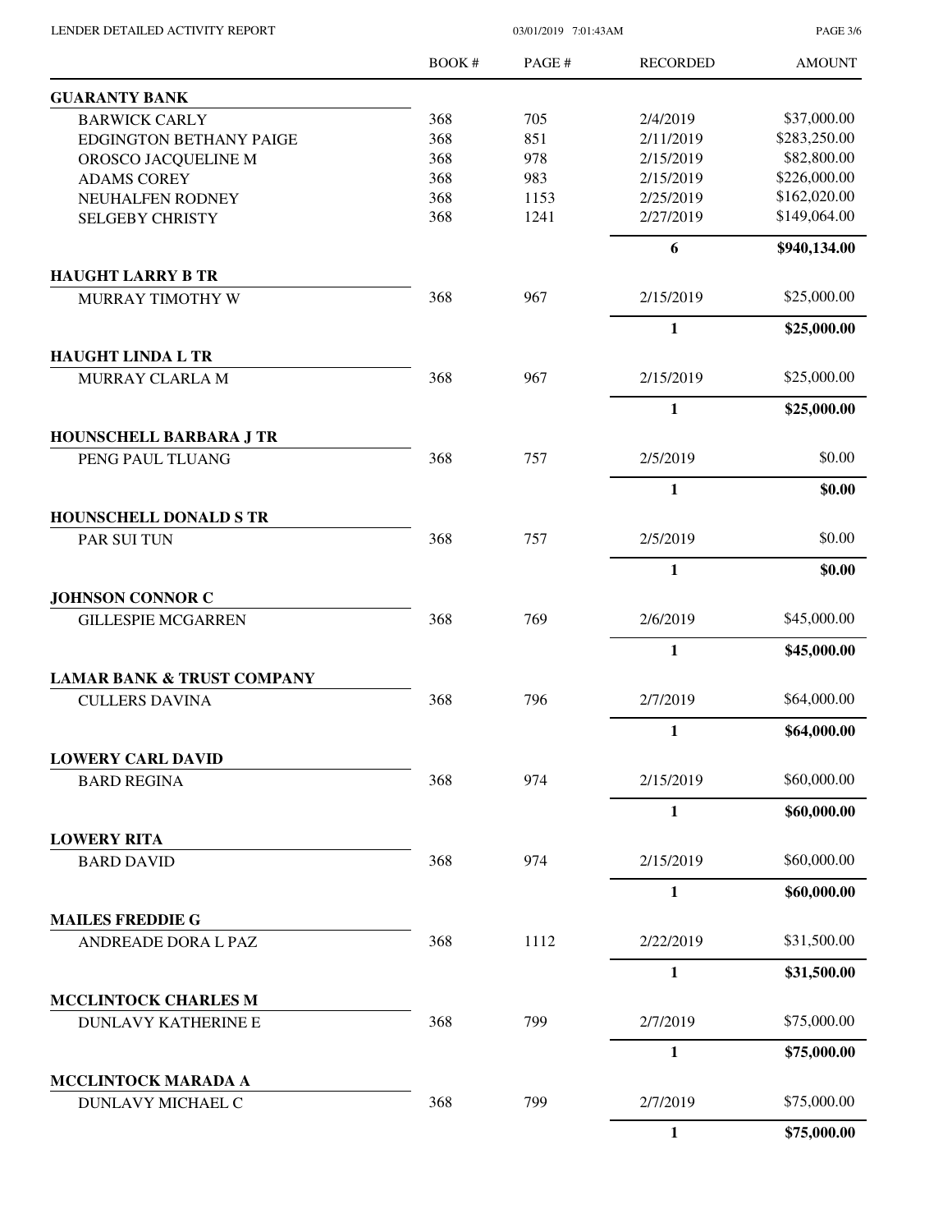| | BOOK # | PAGE # | RECORDED | AMOUNT |
|---|---|---|---|---|
| **GUARANTY BANK** | | | | |
| BARWICK CARLY | 368 | 705 | 2/4/2019 | $37,000.00 |
| EDGINGTON BETHANY PAIGE | 368 | 851 | 2/11/2019 | $283,250.00 |
| OROSCO JACQUELINE M | 368 | 978 | 2/15/2019 | $82,800.00 |
| ADAMS COREY | 368 | 983 | 2/15/2019 | $226,000.00 |
| NEUHALFEN RODNEY | 368 | 1153 | 2/25/2019 | $162,020.00 |
| SELGEBY CHRISTY | 368 | 1241 | 2/27/2019 | $149,064.00 |
| | | | **6** | **$940,134.00** |
| **HAUGHT LARRY B TR** | | | | |
| MURRAY TIMOTHY W | 368 | 967 | 2/15/2019 | $25,000.00 |
| | | | **1** | **$25,000.00** |
| **HAUGHT LINDA L TR** | | | | |
| MURRAY CLARLA M | 368 | 967 | 2/15/2019 | $25,000.00 |
| | | | **1** | **$25,000.00** |
| **HOUNSCHELL BARBARA J TR** | | | | |
| PENG PAUL TLUANG | 368 | 757 | 2/5/2019 | $0.00 |
| | | | **1** | **$0.00** |
| **HOUNSCHELL DONALD S TR** | | | | |
| PAR SUI TUN | 368 | 757 | 2/5/2019 | $0.00 |
| | | | **1** | **$0.00** |
| **JOHNSON CONNOR C** | | | | |
| GILLESPIE MCGARREN | 368 | 769 | 2/6/2019 | $45,000.00 |
| | | | **1** | **$45,000.00** |
| **LAMAR BANK & TRUST COMPANY** | | | | |
| CULLERS DAVINA | 368 | 796 | 2/7/2019 | $64,000.00 |
| | | | **1** | **$64,000.00** |
| **LOWERY CARL DAVID** | | | | |
| BARD REGINA | 368 | 974 | 2/15/2019 | $60,000.00 |
| | | | **1** | **$60,000.00** |
| **LOWERY RITA** | | | | |
| BARD DAVID | 368 | 974 | 2/15/2019 | $60,000.00 |
| | | | **1** | **$60,000.00** |
| **MAILES FREDDIE G** | | | | |
| ANDREADE DORA L PAZ | 368 | 1112 | 2/22/2019 | $31,500.00 |
| | | | **1** | **$31,500.00** |
| **MCCLINTOCK CHARLES M** | | | | |
| DUNLAVY KATHERINE E | 368 | 799 | 2/7/2019 | $75,000.00 |
| | | | **1** | **$75,000.00** |
| **MCCLINTOCK MARADA A** | | | | |
| DUNLAVY MICHAEL C | 368 | 799 | 2/7/2019 | $75,000.00 |
| | | | **1** | **$75,000.00** |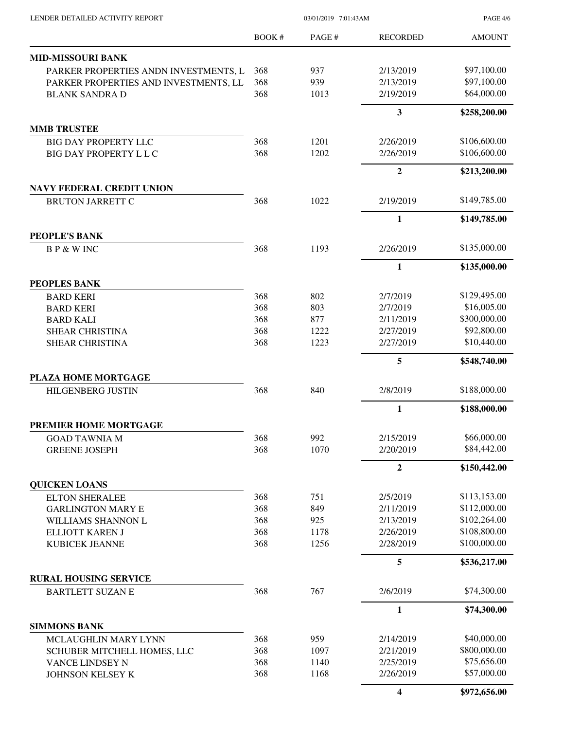| | BOOK # | PAGE # | RECORDED | AMOUNT |
|---|---|---|---|---|
| **MID-MISSOURI BANK** | | | | |
| PARKER PROPERTIES ANDN INVESTMENTS, L | 368 | 937 | 2/13/2019 | $97,100.00 |
| PARKER PROPERTIES AND INVESTMENTS, LL | 368 | 939 | 2/13/2019 | $97,100.00 |
| BLANK SANDRA D | 368 | 1013 | 2/19/2019 | $64,000.00 |
| | | | **3** | **$258,200.00** |
| **MMB TRUSTEE** | | | | |
| BIG DAY PROPERTY LLC | 368 | 1201 | 2/26/2019 | $106,600.00 |
| BIG DAY PROPERTY L L C | 368 | 1202 | 2/26/2019 | $106,600.00 |
| | | | **2** | **$213,200.00** |
| **NAVY FEDERAL CREDIT UNION** | | | | |
| BRUTON JARRETT C | 368 | 1022 | 2/19/2019 | $149,785.00 |
| | | | **1** | **$149,785.00** |
| **PEOPLE'S BANK** | | | | |
| B P & W INC | 368 | 1193 | 2/26/2019 | $135,000.00 |
| | | | **1** | **$135,000.00** |
| **PEOPLES BANK** | | | | |
| BARD KERI | 368 | 802 | 2/7/2019 | $129,495.00 |
| BARD KERI | 368 | 803 | 2/7/2019 | $16,005.00 |
| BARD KALI | 368 | 877 | 2/11/2019 | $300,000.00 |
| SHEAR CHRISTINA | 368 | 1222 | 2/27/2019 | $92,800.00 |
| SHEAR CHRISTINA | 368 | 1223 | 2/27/2019 | $10,440.00 |
| | | | **5** | **$548,740.00** |
| **PLAZA HOME MORTGAGE** | | | | |
| HILGENBERG JUSTIN | 368 | 840 | 2/8/2019 | $188,000.00 |
| | | | **1** | **$188,000.00** |
| **PREMIER HOME MORTGAGE** | | | | |
| GOAD TAWNIA M | 368 | 992 | 2/15/2019 | $66,000.00 |
| GREENE JOSEPH | 368 | 1070 | 2/20/2019 | $84,442.00 |
| | | | **2** | **$150,442.00** |
| **QUICKEN LOANS** | | | | |
| ELTON SHERALEE | 368 | 751 | 2/5/2019 | $113,153.00 |
| GARLINGTON MARY E | 368 | 849 | 2/11/2019 | $112,000.00 |
| WILLIAMS SHANNON L | 368 | 925 | 2/13/2019 | $102,264.00 |
| ELLIOTT KAREN J | 368 | 1178 | 2/26/2019 | $108,800.00 |
| KUBICEK JEANNE | 368 | 1256 | 2/28/2019 | $100,000.00 |
| | | | **5** | **$536,217.00** |
| **RURAL HOUSING SERVICE** | | | | |
| BARTLETT SUZAN E | 368 | 767 | 2/6/2019 | $74,300.00 |
| | | | **1** | **$74,300.00** |
| **SIMMONS BANK** | | | | |
| MCLAUGHLIN MARY LYNN | 368 | 959 | 2/14/2019 | $40,000.00 |
| SCHUBER MITCHELL HOMES, LLC | 368 | 1097 | 2/21/2019 | $800,000.00 |
| VANCE LINDSEY N | 368 | 1140 | 2/25/2019 | $75,656.00 |
| JOHNSON KELSEY K | 368 | 1168 | 2/26/2019 | $57,000.00 |
| | | | **4** | **$972,656.00** |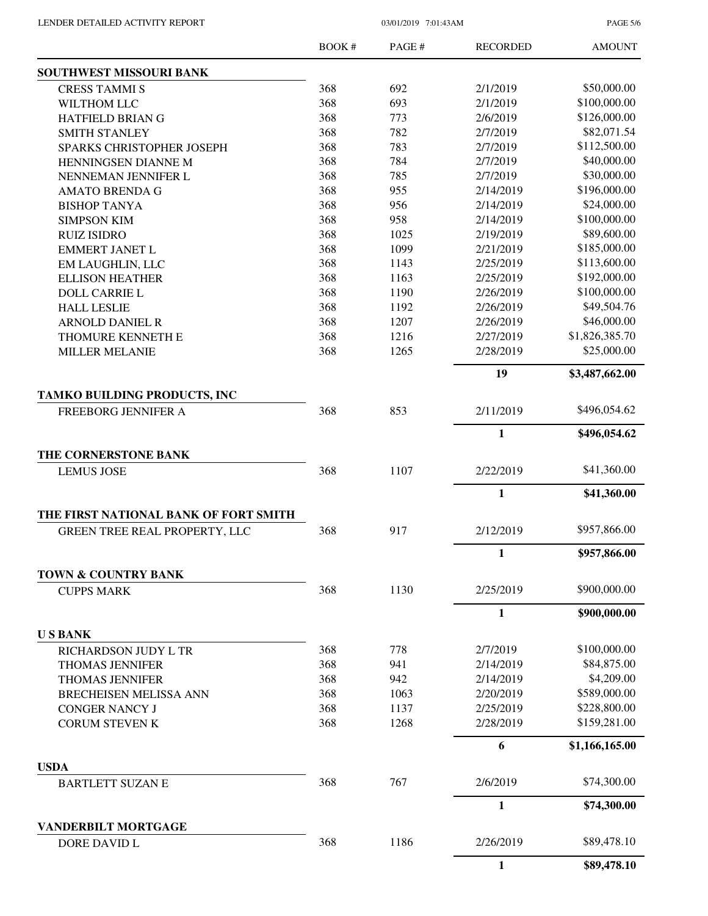| | BOOK # | PAGE # | RECORDED | AMOUNT |
|---|---|---|---|---|
| **SOUTHWEST MISSOURI BANK** | | | | |
| CRESS TAMMI S | 368 | 692 | 2/1/2019 | $50,000.00 |
| WILTHOM LLC | 368 | 693 | 2/1/2019 | $100,000.00 |
| HATFIELD BRIAN G | 368 | 773 | 2/6/2019 | $126,000.00 |
| SMITH STANLEY | 368 | 782 | 2/7/2019 | $82,071.54 |
| SPARKS CHRISTOPHER JOSEPH | 368 | 783 | 2/7/2019 | $112,500.00 |
| HENNINGSEN DIANNE M | 368 | 784 | 2/7/2019 | $40,000.00 |
| NENNEMAN JENNIFER L | 368 | 785 | 2/7/2019 | $30,000.00 |
| AMATO BRENDA G | 368 | 955 | 2/14/2019 | $196,000.00 |
| BISHOP TANYA | 368 | 956 | 2/14/2019 | $24,000.00 |
| SIMPSON KIM | 368 | 958 | 2/14/2019 | $100,000.00 |
| RUIZ ISIDRO | 368 | 1025 | 2/19/2019 | $89,600.00 |
| EMMERT JANET L | 368 | 1099 | 2/21/2019 | $185,000.00 |
| EM LAUGHLIN, LLC | 368 | 1143 | 2/25/2019 | $113,600.00 |
| ELLISON HEATHER | 368 | 1163 | 2/25/2019 | $192,000.00 |
| DOLL CARRIE L | 368 | 1190 | 2/26/2019 | $100,000.00 |
| HALL LESLIE | 368 | 1192 | 2/26/2019 | $49,504.76 |
| ARNOLD DANIEL R | 368 | 1207 | 2/26/2019 | $46,000.00 |
| THOMURE KENNETH E | 368 | 1216 | 2/27/2019 | $1,826,385.70 |
| MILLER MELANIE | 368 | 1265 | 2/28/2019 | $25,000.00 |
| | | | **19** | **$3,487,662.00** |
| **TAMKO BUILDING PRODUCTS, INC** | | | | |
| FREEBORG JENNIFER A | 368 | 853 | 2/11/2019 | $496,054.62 |
| | | | **1** | **$496,054.62** |
| **THE CORNERSTONE BANK** | | | | |
| LEMUS JOSE | 368 | 1107 | 2/22/2019 | $41,360.00 |
| | | | **1** | **$41,360.00** |
| **THE FIRST NATIONAL BANK OF FORT SMITH** | | | | |
| GREEN TREE REAL PROPERTY, LLC | 368 | 917 | 2/12/2019 | $957,866.00 |
| | | | **1** | **$957,866.00** |
| **TOWN & COUNTRY BANK** | | | | |
| CUPPS MARK | 368 | 1130 | 2/25/2019 | $900,000.00 |
| | | | **1** | **$900,000.00** |
| **U S BANK** | | | | |
| RICHARDSON JUDY L TR | 368 | 778 | 2/7/2019 | $100,000.00 |
| THOMAS JENNIFER | 368 | 941 | 2/14/2019 | $84,875.00 |
| THOMAS JENNIFER | 368 | 942 | 2/14/2019 | $4,209.00 |
| BRECHEISEN MELISSA ANN | 368 | 1063 | 2/20/2019 | $589,000.00 |
| CONGER NANCY J | 368 | 1137 | 2/25/2019 | $228,800.00 |
| CORUM STEVEN K | 368 | 1268 | 2/28/2019 | $159,281.00 |
| | | | **6** | **$1,166,165.00** |
| **USDA** | | | | |
| BARTLETT SUZAN E | 368 | 767 | 2/6/2019 | $74,300.00 |
| | | | **1** | **$74,300.00** |
| **VANDERBILT MORTGAGE** | | | | |
| DORE DAVID L | 368 | 1186 | 2/26/2019 | $89,478.10 |
| | | | **1** | **$89,478.10** |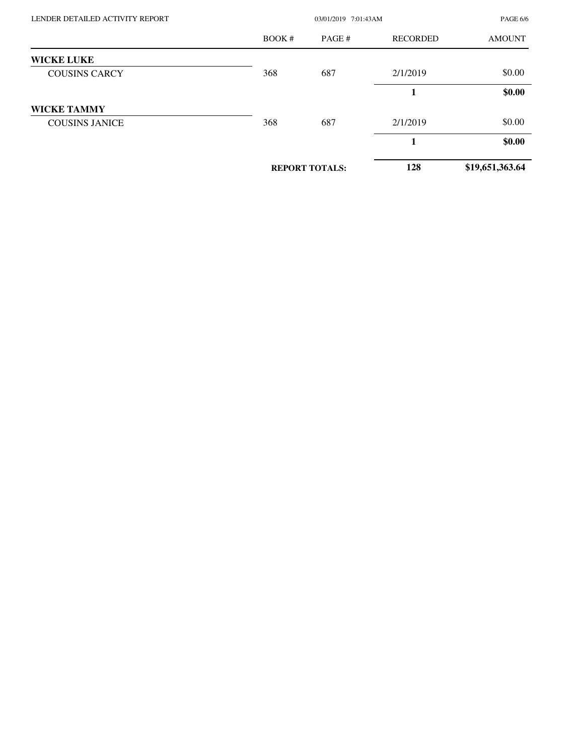| | BOOK # | PAGE # | RECORDED | AMOUNT |
|---|---|---|---|---|
| **WICKE LUKE** | | | | |
| COUSINS CARCY | 368 | 687 | 2/1/2019 | $0.00 |
| | | | **1** | **$0.00** |
| **WICKE TAMMY** | | | | |
| COUSINS JANICE | 368 | 687 | 2/1/2019 | $0.00 |
| | | | **1** | **$0.00** |
| | **REPORT TOTALS:** | | **128** | **$19,651,363.64** |